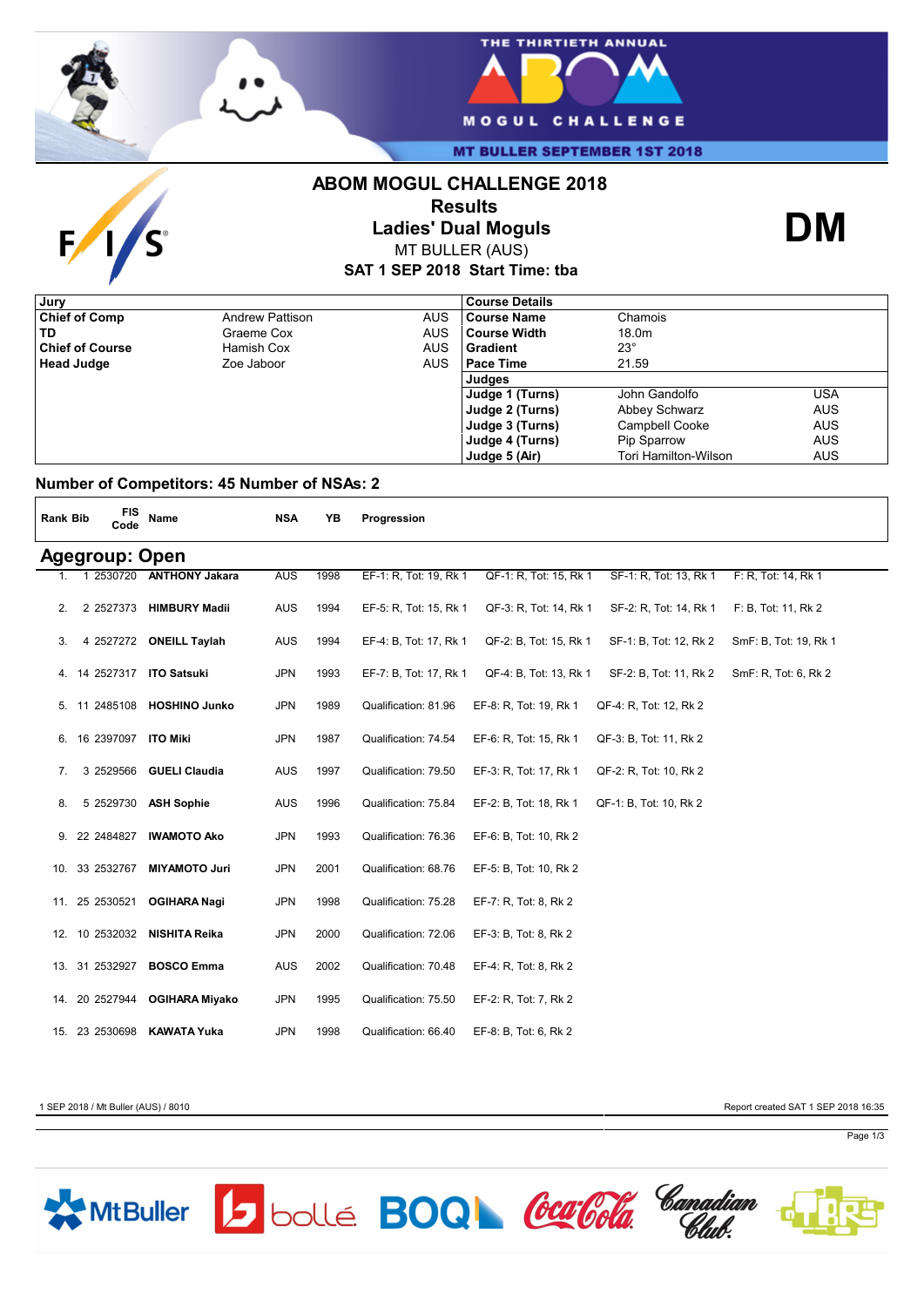THE THIRTIETH ANNUAL ABOM MOGUL CHALLENGE

MT BULLER SEPTEMBER 1ST 2018

# ABOM MOGUL CHALLENGE 2018
## Results
## Ladies' Dual Moguls

MT BULLER (AUS)

**SAT 1 SEP 2018 Start Time: tba**

**DM**

| Jury | | |
|---|---|---|
| **Chief of Comp** | Andrew Pattison | AUS |
| **TD** | Graeme Cox | AUS |
| **Chief of Course** | Hamish Cox | AUS |
| **Head Judge** | Zoe Jaboor | AUS |

| Course Details | | |
|---|---|---|
| **Course Name** | Chamois | |
| **Course Width** | 18.0m | |
| **Gradient** | 23° | |
| **Pace Time** | 21.59 | |
| **Judges** | | |
| **Judge 1 (Turns)** | John Gandolfo | USA |
| **Judge 2 (Turns)** | Abbey Schwarz | AUS |
| **Judge 3 (Turns)** | Campbell Cooke | AUS |
| **Judge 4 (Turns)** | Pip Sparrow | AUS |
| **Judge 5 (Air)** | Tori Hamilton-Wilson | AUS |

### Number of Competitors: 45 Number of NSAs: 2

## Agegroup: Open

| Rank | Bib | FIS Code | Name | NSA | YB | Progression | | | |
|---|---|---|---|---|---|---|---|---|---|
| 1. | 1 | 2530720 | **ANTHONY Jakara** | AUS | 1998 | EF-1: R, Tot: 19, Rk 1 | QF-1: R, Tot: 15, Rk 1 | SF-1: R, Tot: 13, Rk 1 | F: R, Tot: 14, Rk 1 |
| 2. | 2 | 2527373 | **HIMBURY Madii** | AUS | 1994 | EF-5: R, Tot: 15, Rk 1 | QF-3: R, Tot: 14, Rk 1 | SF-2: R, Tot: 14, Rk 1 | F: B, Tot: 11, Rk 2 |
| 3. | 4 | 2527272 | **ONEILL Taylah** | AUS | 1994 | EF-4: B, Tot: 17, Rk 1 | QF-2: B, Tot: 15, Rk 1 | SF-1: B, Tot: 12, Rk 2 | SmF: B, Tot: 19, Rk 1 |
| 4. | 14 | 2527317 | **ITO Satsuki** | JPN | 1993 | EF-7: B, Tot: 17, Rk 1 | QF-4: B, Tot: 13, Rk 1 | SF-2: B, Tot: 11, Rk 2 | SmF: R, Tot: 6, Rk 2 |
| 5. | 11 | 2485108 | **HOSHINO Junko** | JPN | 1989 | Qualification: 81.96 | EF-8: R, Tot: 19, Rk 1 | QF-4: R, Tot: 12, Rk 2 | |
| 6. | 16 | 2397097 | **ITO Miki** | JPN | 1987 | Qualification: 74.54 | EF-6: R, Tot: 15, Rk 1 | QF-3: B, Tot: 11, Rk 2 | |
| 7. | 3 | 2529566 | **GUELI Claudia** | AUS | 1997 | Qualification: 79.50 | EF-3: R, Tot: 17, Rk 1 | QF-2: R, Tot: 10, Rk 2 | |
| 8. | 5 | 2529730 | **ASH Sophie** | AUS | 1996 | Qualification: 75.84 | EF-2: B, Tot: 18, Rk 1 | QF-1: B, Tot: 10, Rk 2 | |
| 9. | 22 | 2484827 | **IWAMOTO Ako** | JPN | 1993 | Qualification: 76.36 | EF-6: B, Tot: 10, Rk 2 | | |
| 10. | 33 | 2532767 | **MIYAMOTO Juri** | JPN | 2001 | Qualification: 68.76 | EF-5: B, Tot: 10, Rk 2 | | |
| 11. | 25 | 2530521 | **OGIHARA Nagi** | JPN | 1998 | Qualification: 75.28 | EF-7: R, Tot: 8, Rk 2 | | |
| 12. | 10 | 2532032 | **NISHITA Reika** | JPN | 2000 | Qualification: 72.06 | EF-3: B, Tot: 8, Rk 2 | | |
| 13. | 31 | 2532927 | **BOSCO Emma** | AUS | 2002 | Qualification: 70.48 | EF-4: R, Tot: 8, Rk 2 | | |
| 14. | 20 | 2527944 | **OGIHARA Miyako** | JPN | 1995 | Qualification: 75.50 | EF-2: R, Tot: 7, Rk 2 | | |
| 15. | 23 | 2530698 | **KAWATA Yuka** | JPN | 1998 | Qualification: 66.40 | EF-8: B, Tot: 6, Rk 2 | | |

1 SEP 2018 / Mt Buller (AUS) / 8010

Report created SAT 1 SEP 2018 16:35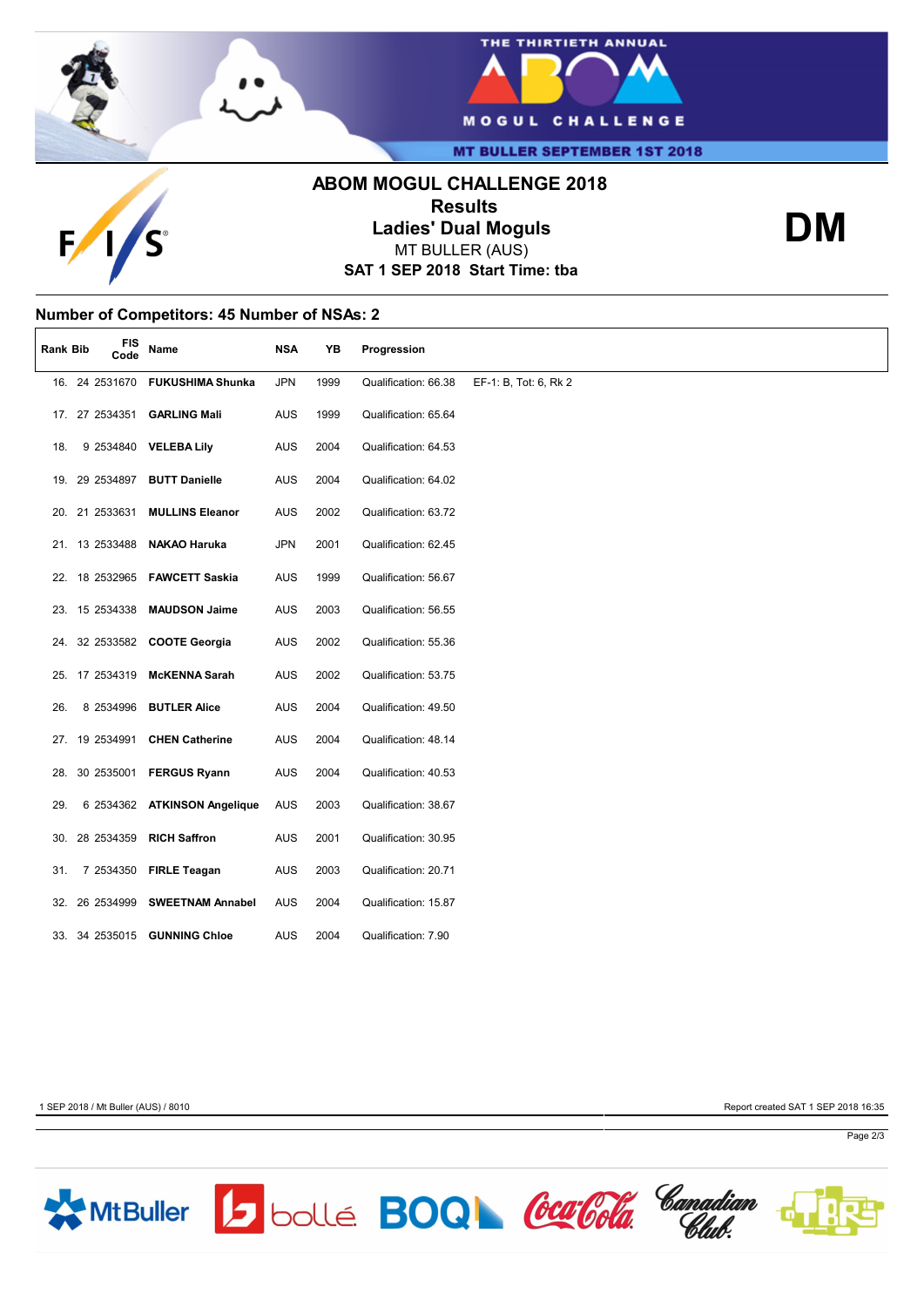# ABOM MOGUL CHALLENGE 2018

## Results

## Ladies' Dual Moguls

MT BULLER (AUS)

**SAT 1 SEP 2018 Start Time: tba**

**DM**

### Number of Competitors: 45 Number of NSAs: 2

| Rank | Bib | FIS Code | Name | NSA | YB | Progression | |
|---|---|---|---|---|---|---|---|
| 16. | 24 | 2531670 | **FUKUSHIMA Shunka** | JPN | 1999 | Qualification: 66.38 | EF-1: B, Tot: 6, Rk 2 |
| 17. | 27 | 2534351 | **GARLING Mali** | AUS | 1999 | Qualification: 65.64 | |
| 18. | 9 | 2534840 | **VELEBA Lily** | AUS | 2004 | Qualification: 64.53 | |
| 19. | 29 | 2534897 | **BUTT Danielle** | AUS | 2004 | Qualification: 64.02 | |
| 20. | 21 | 2533631 | **MULLINS Eleanor** | AUS | 2002 | Qualification: 63.72 | |
| 21. | 13 | 2533488 | **NAKAO Haruka** | JPN | 2001 | Qualification: 62.45 | |
| 22. | 18 | 2532965 | **FAWCETT Saskia** | AUS | 1999 | Qualification: 56.67 | |
| 23. | 15 | 2534338 | **MAUDSON Jaime** | AUS | 2003 | Qualification: 56.55 | |
| 24. | 32 | 2533582 | **COOTE Georgia** | AUS | 2002 | Qualification: 55.36 | |
| 25. | 17 | 2534319 | **McKENNA Sarah** | AUS | 2002 | Qualification: 53.75 | |
| 26. | 8 | 2534996 | **BUTLER Alice** | AUS | 2004 | Qualification: 49.50 | |
| 27. | 19 | 2534991 | **CHEN Catherine** | AUS | 2004 | Qualification: 48.14 | |
| 28. | 30 | 2535001 | **FERGUS Ryann** | AUS | 2004 | Qualification: 40.53 | |
| 29. | 6 | 2534362 | **ATKINSON Angelique** | AUS | 2003 | Qualification: 38.67 | |
| 30. | 28 | 2534359 | **RICH Saffron** | AUS | 2001 | Qualification: 30.95 | |
| 31. | 7 | 2534350 | **FIRLE Teagan** | AUS | 2003 | Qualification: 20.71 | |
| 32. | 26 | 2534999 | **SWEETNAM Annabel** | AUS | 2004 | Qualification: 15.87 | |
| 33. | 34 | 2535015 | **GUNNING Chloe** | AUS | 2004 | Qualification: 7.90 | |

1 SEP 2018 / Mt Buller (AUS) / 8010

Report created SAT 1 SEP 2018 16:35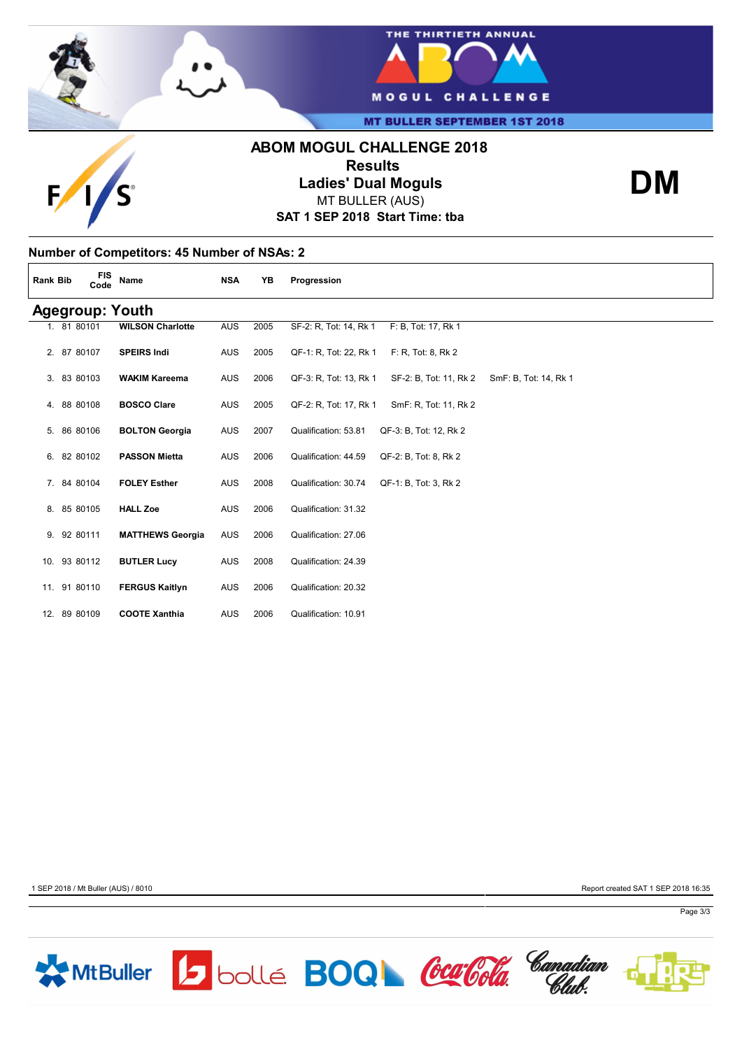THE THIRTIETH ANNUAL

ABOM

MOGUL CHALLENGE

MT BULLER SEPTEMBER 1ST 2018

# ABOM MOGUL CHALLENGE 2018

## Results

## Ladies' Dual Moguls

MT BULLER (AUS)

**SAT 1 SEP 2018 Start Time: tba**

**DM**

**Number of Competitors: 45 Number of NSAs: 2**

## Agegroup: Youth

| Rank | Bib | FIS Code | Name | NSA | YB | Progression | | |
|---|---|---|---|---|---|---|---|---|
| 1. | 81 | 80101 | **WILSON Charlotte** | AUS | 2005 | SF-2: R, Tot: 14, Rk 1 | F: B, Tot: 17, Rk 1 | |
| 2. | 87 | 80107 | **SPEIRS Indi** | AUS | 2005 | QF-1: R, Tot: 22, Rk 1 | F: R, Tot: 8, Rk 2 | |
| 3. | 83 | 80103 | **WAKIM Kareema** | AUS | 2006 | QF-3: R, Tot: 13, Rk 1 | SF-2: B, Tot: 11, Rk 2 | SmF: B, Tot: 14, Rk 1 |
| 4. | 88 | 80108 | **BOSCO Clare** | AUS | 2005 | QF-2: R, Tot: 17, Rk 1 | SmF: R, Tot: 11, Rk 2 | |
| 5. | 86 | 80106 | **BOLTON Georgia** | AUS | 2007 | Qualification: 53.81 | QF-3: B, Tot: 12, Rk 2 | |
| 6. | 82 | 80102 | **PASSON Mietta** | AUS | 2006 | Qualification: 44.59 | QF-2: B, Tot: 8, Rk 2 | |
| 7. | 84 | 80104 | **FOLEY Esther** | AUS | 2008 | Qualification: 30.74 | QF-1: B, Tot: 3, Rk 2 | |
| 8. | 85 | 80105 | **HALL Zoe** | AUS | 2006 | Qualification: 31.32 | | |
| 9. | 92 | 80111 | **MATTHEWS Georgia** | AUS | 2006 | Qualification: 27.06 | | |
| 10. | 93 | 80112 | **BUTLER Lucy** | AUS | 2008 | Qualification: 24.39 | | |
| 11. | 91 | 80110 | **FERGUS Kaitlyn** | AUS | 2006 | Qualification: 20.32 | | |
| 12. | 89 | 80109 | **COOTE Xanthia** | AUS | 2006 | Qualification: 10.91 | | |

1 SEP 2018 / Mt Buller (AUS) / 8010

Report created SAT 1 SEP 2018 16:35